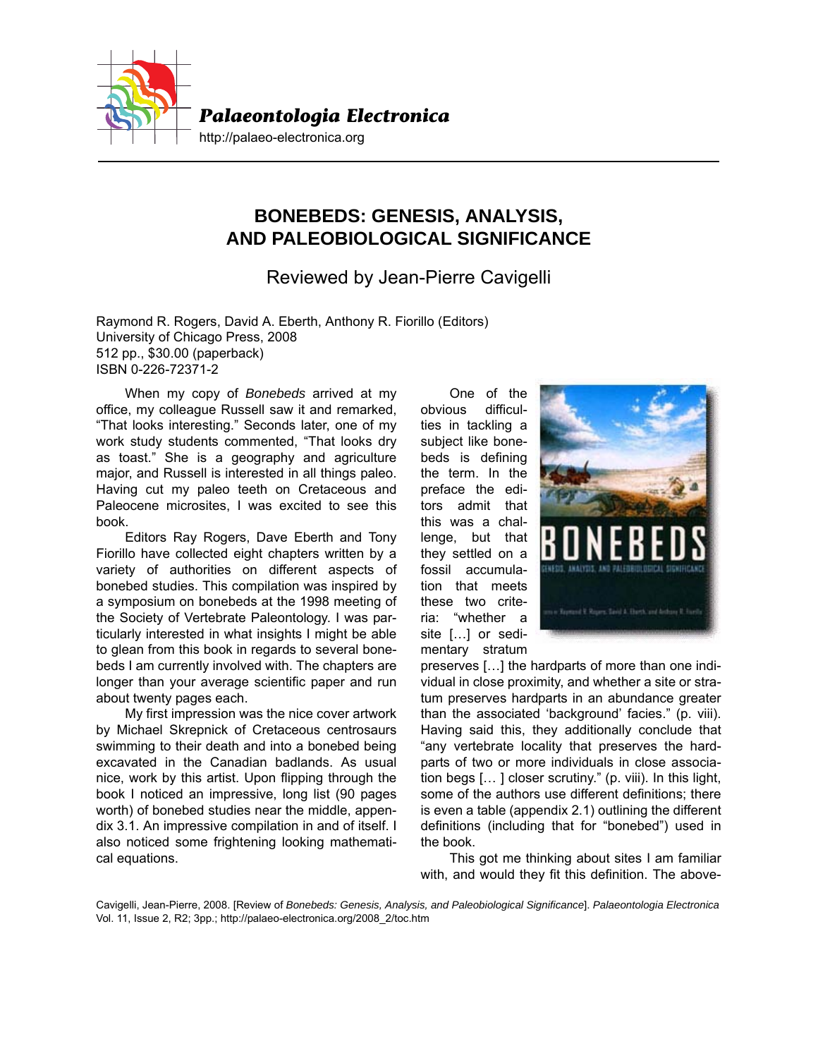# BONEBEDS: GENESIS, ANALYSIS, AND PALEOBIOLOGICAL SIGNIFICANCE

Reviewed by Jean-Pierre Cavigelli

Raymond R. Rogers, David A. Eberth, Anthony R. Fiorillo (Editors)
University of Chicago Press, 2008
512 pp., $30.00 (paperback)
ISBN 0-226-72371-2

When my copy of *Bonebeds* arrived at my office, my colleague Russell saw it and remarked, "That looks interesting." Seconds later, one of my work study students commented, "That looks dry as toast." She is a geography and agriculture major, and Russell is interested in all things paleo. Having cut my paleo teeth on Cretaceous and Paleocene microsites, I was excited to see this book.

Editors Ray Rogers, Dave Eberth and Tony Fiorillo have collected eight chapters written by a variety of authorities on different aspects of bonebed studies. This compilation was inspired by a symposium on bonebeds at the 1998 meeting of the Society of Vertebrate Paleontology. I was particularly interested in what insights I might be able to glean from this book in regards to several bonebeds I am currently involved with. The chapters are longer than your average scientific paper and run about twenty pages each.

My first impression was the nice cover artwork by Michael Skrepnick of Cretaceous centrosaurs swimming to their death and into a bonebed being excavated in the Canadian badlands. As usual nice, work by this artist. Upon flipping through the book I noticed an impressive, long list (90 pages worth) of bonebed studies near the middle, appendix 3.1. An impressive compilation in and of itself. I also noticed some frightening looking mathematical equations.

One of the obvious difficulties in tackling a subject like bonebeds is defining the term. In the preface the editors admit that this was a challenge, but that they settled on a fossil accumulation that meets these two criteria: "whether a site […] or sedimentary stratum preserves […] the hardparts of more than one individual in close proximity, and whether a site or stratum preserves hardparts in an abundance greater than the associated 'background' facies." (p. viii). Having said this, they additionally conclude that "any vertebrate locality that preserves the hardparts of two or more individuals in close association begs [… ] closer scrutiny." (p. viii). In this light, some of the authors use different definitions; there is even a table (appendix 2.1) outlining the different definitions (including that for "bonebed") used in the book.

This got me thinking about sites I am familiar with, and would they fit this definition. The above-

Cavigelli, Jean-Pierre, 2008. [Review of *Bonebeds: Genesis, Analysis, and Paleobiological Significance*]. *Palaeontologia Electronica* Vol. 11, Issue 2, R2; 3pp.; http://palaeo-electronica.org/2008_2/toc.htm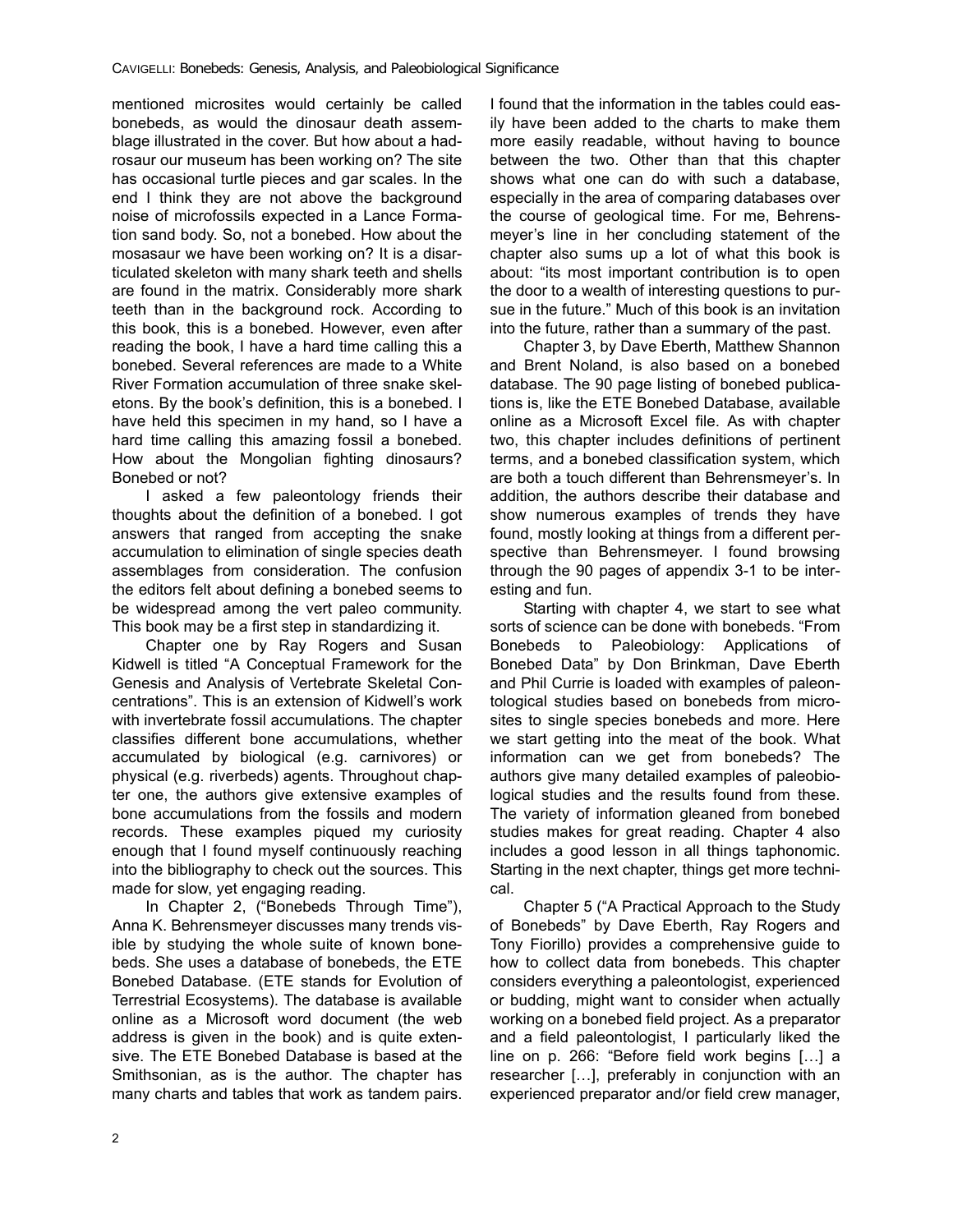mentioned microsites would certainly be called bonebeds, as would the dinosaur death assemblage illustrated in the cover. But how about a hadrosaur our museum has been working on? The site has occasional turtle pieces and gar scales. In the end I think they are not above the background noise of microfossils expected in a Lance Formation sand body. So, not a bonebed. How about the mosasaur we have been working on? It is a disarticulated skeleton with many shark teeth and shells are found in the matrix. Considerably more shark teeth than in the background rock. According to this book, this is a bonebed. However, even after reading the book, I have a hard time calling this a bonebed. Several references are made to a White River Formation accumulation of three snake skeletons. By the book's definition, this is a bonebed. I have held this specimen in my hand, so I have a hard time calling this amazing fossil a bonebed. How about the Mongolian fighting dinosaurs? Bonebed or not?

I asked a few paleontology friends their thoughts about the definition of a bonebed. I got answers that ranged from accepting the snake accumulation to elimination of single species death assemblages from consideration. The confusion the editors felt about defining a bonebed seems to be widespread among the vert paleo community. This book may be a first step in standardizing it.

Chapter one by Ray Rogers and Susan Kidwell is titled "A Conceptual Framework for the Genesis and Analysis of Vertebrate Skeletal Concentrations". This is an extension of Kidwell's work with invertebrate fossil accumulations. The chapter classifies different bone accumulations, whether accumulated by biological (e.g. carnivores) or physical (e.g. riverbeds) agents. Throughout chapter one, the authors give extensive examples of bone accumulations from the fossils and modern records. These examples piqued my curiosity enough that I found myself continuously reaching into the bibliography to check out the sources. This made for slow, yet engaging reading.

In Chapter 2, ("Bonebeds Through Time"), Anna K. Behrensmeyer discusses many trends visible by studying the whole suite of known bonebeds. She uses a database of bonebeds, the ETE Bonebed Database. (ETE stands for Evolution of Terrestrial Ecosystems). The database is available online as a Microsoft word document (the web address is given in the book) and is quite extensive. The ETE Bonebed Database is based at the Smithsonian, as is the author. The chapter has many charts and tables that work as tandem pairs. I found that the information in the tables could easily have been added to the charts to make them more easily readable, without having to bounce between the two. Other than that this chapter shows what one can do with such a database, especially in the area of comparing databases over the course of geological time. For me, Behrensmeyer's line in her concluding statement of the chapter also sums up a lot of what this book is about: "its most important contribution is to open the door to a wealth of interesting questions to pursue in the future." Much of this book is an invitation into the future, rather than a summary of the past.

Chapter 3, by Dave Eberth, Matthew Shannon and Brent Noland, is also based on a bonebed database. The 90 page listing of bonebed publications is, like the ETE Bonebed Database, available online as a Microsoft Excel file. As with chapter two, this chapter includes definitions of pertinent terms, and a bonebed classification system, which are both a touch different than Behrensmeyer's. In addition, the authors describe their database and show numerous examples of trends they have found, mostly looking at things from a different perspective than Behrensmeyer. I found browsing through the 90 pages of appendix 3-1 to be interesting and fun.

Starting with chapter 4, we start to see what sorts of science can be done with bonebeds. "From Bonebeds to Paleobiology: Applications of Bonebed Data" by Don Brinkman, Dave Eberth and Phil Currie is loaded with examples of paleontological studies based on bonebeds from microsites to single species bonebeds and more. Here we start getting into the meat of the book. What information can we get from bonebeds? The authors give many detailed examples of paleobiological studies and the results found from these. The variety of information gleaned from bonebed studies makes for great reading. Chapter 4 also includes a good lesson in all things taphonomic. Starting in the next chapter, things get more technical.

Chapter 5 ("A Practical Approach to the Study of Bonebeds" by Dave Eberth, Ray Rogers and Tony Fiorillo) provides a comprehensive guide to how to collect data from bonebeds. This chapter considers everything a paleontologist, experienced or budding, might want to consider when actually working on a bonebed field project. As a preparator and a field paleontologist, I particularly liked the line on p. 266: "Before field work begins […] a researcher […], preferably in conjunction with an experienced preparator and/or field crew manager,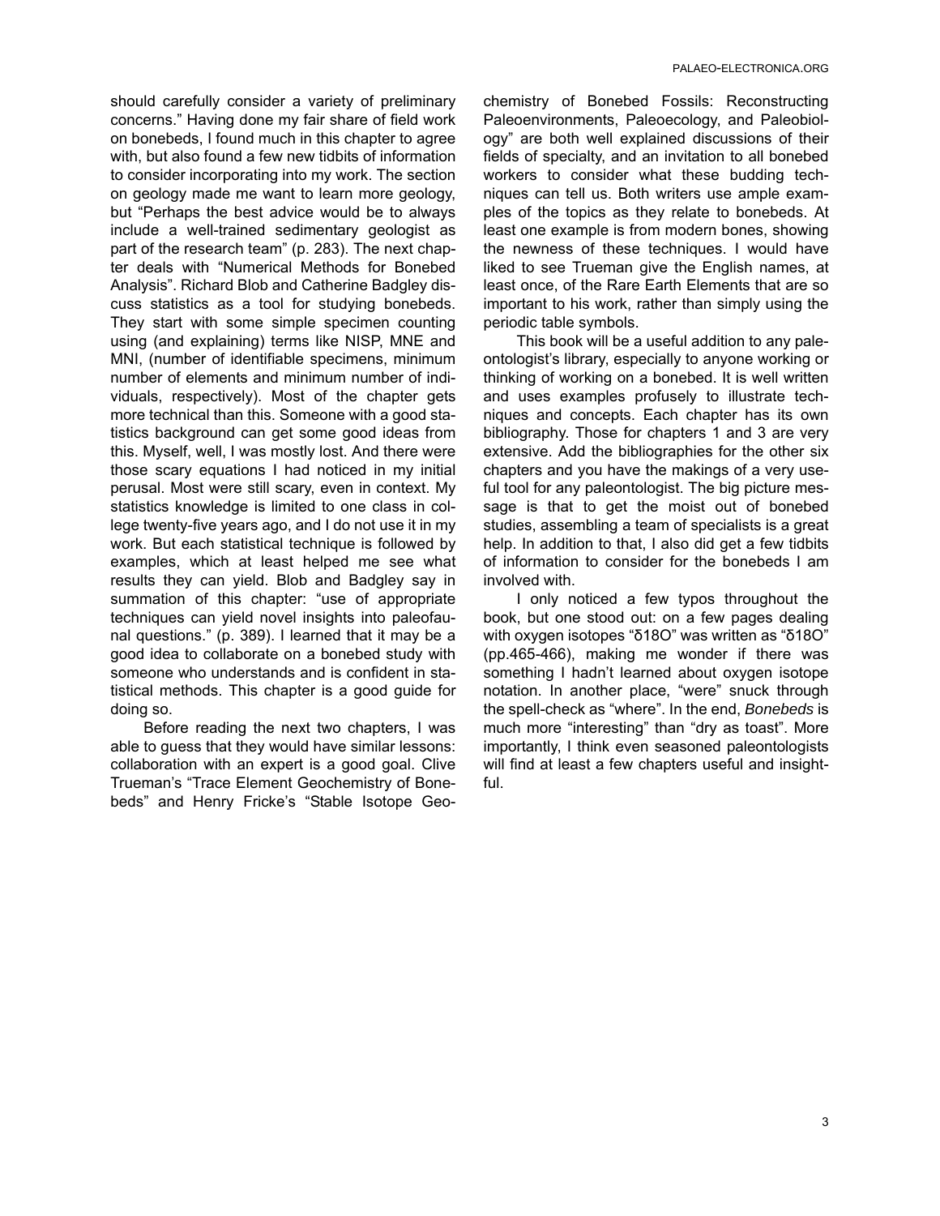should carefully consider a variety of preliminary concerns." Having done my fair share of field work on bonebeds, I found much in this chapter to agree with, but also found a few new tidbits of information to consider incorporating into my work. The section on geology made me want to learn more geology, but "Perhaps the best advice would be to always include a well-trained sedimentary geologist as part of the research team" (p. 283). The next chapter deals with "Numerical Methods for Bonebed Analysis". Richard Blob and Catherine Badgley discuss statistics as a tool for studying bonebeds. They start with some simple specimen counting using (and explaining) terms like NISP, MNE and MNI, (number of identifiable specimens, minimum number of elements and minimum number of individuals, respectively). Most of the chapter gets more technical than this. Someone with a good statistics background can get some good ideas from this. Myself, well, I was mostly lost. And there were those scary equations I had noticed in my initial perusal. Most were still scary, even in context. My statistics knowledge is limited to one class in college twenty-five years ago, and I do not use it in my work. But each statistical technique is followed by examples, which at least helped me see what results they can yield. Blob and Badgley say in summation of this chapter: "use of appropriate techniques can yield novel insights into paleofaunal questions." (p. 389). I learned that it may be a good idea to collaborate on a bonebed study with someone who understands and is confident in statistical methods. This chapter is a good guide for doing so.

Before reading the next two chapters, I was able to guess that they would have similar lessons: collaboration with an expert is a good goal. Clive Trueman's "Trace Element Geochemistry of Bonebeds" and Henry Fricke's "Stable Isotope Geochemistry of Bonebed Fossils: Reconstructing Paleoenvironments, Paleoecology, and Paleobiology" are both well explained discussions of their fields of specialty, and an invitation to all bonebed workers to consider what these budding techniques can tell us. Both writers use ample examples of the topics as they relate to bonebeds. At least one example is from modern bones, showing the newness of these techniques. I would have liked to see Trueman give the English names, at least once, of the Rare Earth Elements that are so important to his work, rather than simply using the periodic table symbols.

This book will be a useful addition to any paleontologist's library, especially to anyone working or thinking of working on a bonebed. It is well written and uses examples profusely to illustrate techniques and concepts. Each chapter has its own bibliography. Those for chapters 1 and 3 are very extensive. Add the bibliographies for the other six chapters and you have the makings of a very useful tool for any paleontologist. The big picture message is that to get the moist out of bonebed studies, assembling a team of specialists is a great help. In addition to that, I also did get a few tidbits of information to consider for the bonebeds I am involved with.

I only noticed a few typos throughout the book, but one stood out: on a few pages dealing with oxygen isotopes "δ18O" was written as "δ18O" (pp.465-466), making me wonder if there was something I hadn't learned about oxygen isotope notation. In another place, "were" snuck through the spell-check as "where". In the end, *Bonebeds* is much more "interesting" than "dry as toast". More importantly, I think even seasoned paleontologists will find at least a few chapters useful and insightful.